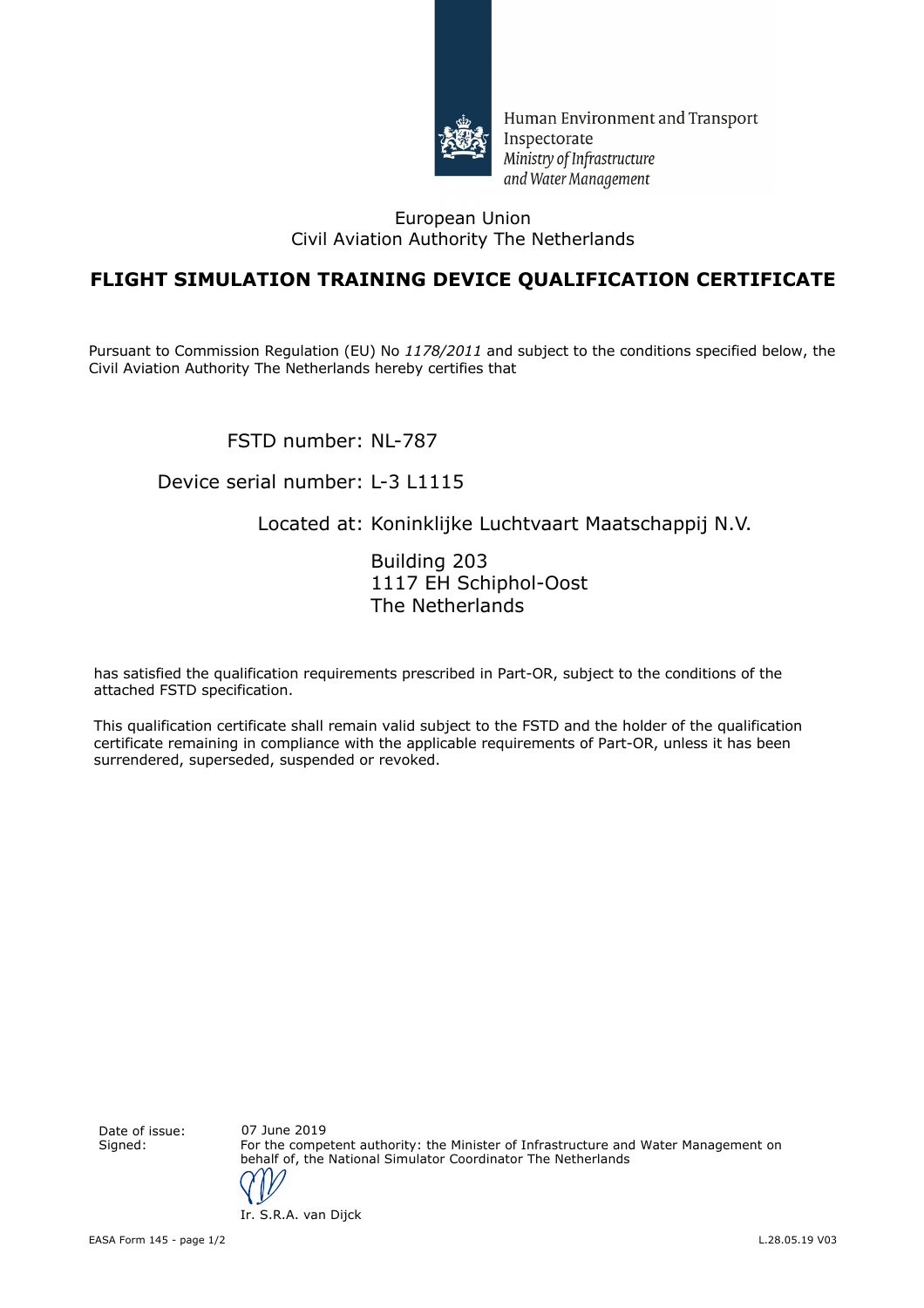Human Environment and Transport Inspectorate
*Ministry of Infrastructure and Water Management*

European Union
Civil Aviation Authority The Netherlands

# FLIGHT SIMULATION TRAINING DEVICE QUALIFICATION CERTIFICATE

Pursuant to Commission Regulation (EU) No *1178/2011* and subject to the conditions specified below, the Civil Aviation Authority The Netherlands hereby certifies that

FSTD number: NL-787

Device serial number: L-3 L1115

Located at: Koninklijke Luchtvaart Maatschappij N.V.

Building 203
1117 EH Schiphol-Oost
The Netherlands

has satisfied the qualification requirements prescribed in Part-OR, subject to the conditions of the attached FSTD specification.

This qualification certificate shall remain valid subject to the FSTD and the holder of the qualification certificate remaining in compliance with the applicable requirements of Part-OR, unless it has been surrendered, superseded, suspended or revoked.

Date of issue: 07 June 2019

Signed: For the competent authority: the Minister of Infrastructure and Water Management on behalf of, the National Simulator Coordinator The Netherlands

Ir. S.R.A. van Dijck

EASA Form 145 - page 1/2

L.28.05.19 V03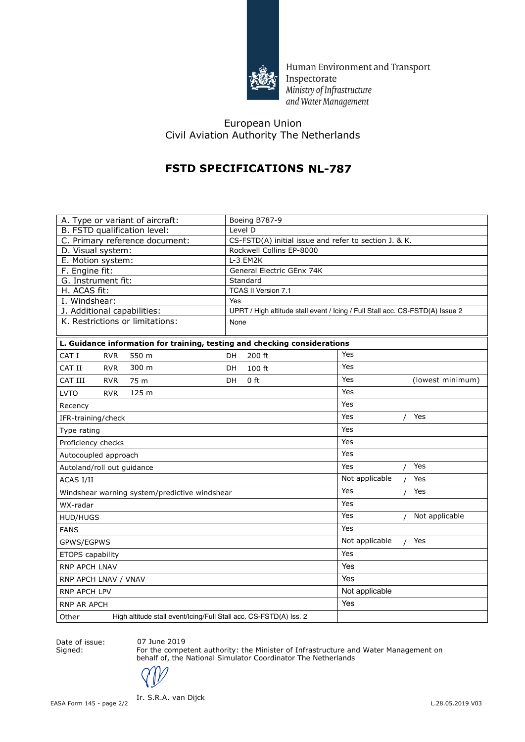Human Environment and Transport Inspectorate
*Ministry of Infrastructure and Water Management*

European Union
Civil Aviation Authority The Netherlands

# FSTD SPECIFICATIONS NL-787

| | |
|---|---|
| A. Type or variant of aircraft: | Boeing B787-9 |
| B. FSTD qualification level: | Level D |
| C. Primary reference document: | CS-FSTD(A) initial issue and refer to section J. & K. |
| D. Visual system: | Rockwell Collins EP-8000 |
| E. Motion system: | L-3 EM2K |
| F. Engine fit: | General Electric GEnx 74K |
| G. Instrument fit: | Standard |
| H. ACAS fit: | TCAS II Version 7.1 |
| I. Windshear: | Yes |
| J. Additional capabilities: | UPRT / High altitude stall event / Icing / Full Stall acc. CS-FSTD(A) Issue 2 |
| K. Restrictions or limitations: | None |

**L. Guidance information for training, testing and checking considerations**

| | | | | | | |
|---|---|---|---|---|---|---|
| CAT I | RVR | 550 m | DH | 200 ft | Yes | |
| CAT II | RVR | 300 m | DH | 100 ft | Yes | |
| CAT III | RVR | 75 m | DH | 0 ft | Yes | (lowest minimum) |
| LVTO | RVR | 125 m | | | Yes | |
| Recency | | | | | Yes | |
| IFR-training/check | | | | | Yes | / Yes |
| Type rating | | | | | Yes | |
| Proficiency checks | | | | | Yes | |
| Autocoupled approach | | | | | Yes | |
| Autoland/roll out guidance | | | | | Yes | / Yes |
| ACAS I/II | | | | | Not applicable | / Yes |
| Windshear warning system/predictive windshear | | | | | Yes | / Yes |
| WX-radar | | | | | Yes | |
| HUD/HUGS | | | | | Yes | / Not applicable |
| FANS | | | | | Yes | |
| GPWS/EGPWS | | | | | Not applicable | / Yes |
| ETOPS capability | | | | | Yes | |
| RNP APCH LNAV | | | | | Yes | |
| RNP APCH LNAV / VNAV | | | | | Yes | |
| RNP APCH LPV | | | | | Not applicable | |
| RNP AR APCH | | | | | Yes | |
| Other | High altitude stall event/Icing/Full Stall acc. CS-FSTD(A) Iss. 2 | | | | | |

Date of issue: 07 June 2019

Signed: For the competent authority: the Minister of Infrastructure and Water Management on behalf of, the National Simulator Coordinator The Netherlands

Ir. S.R.A. van Dijck

EASA Form 145 - page 2/2

L.28.05.2019 V03